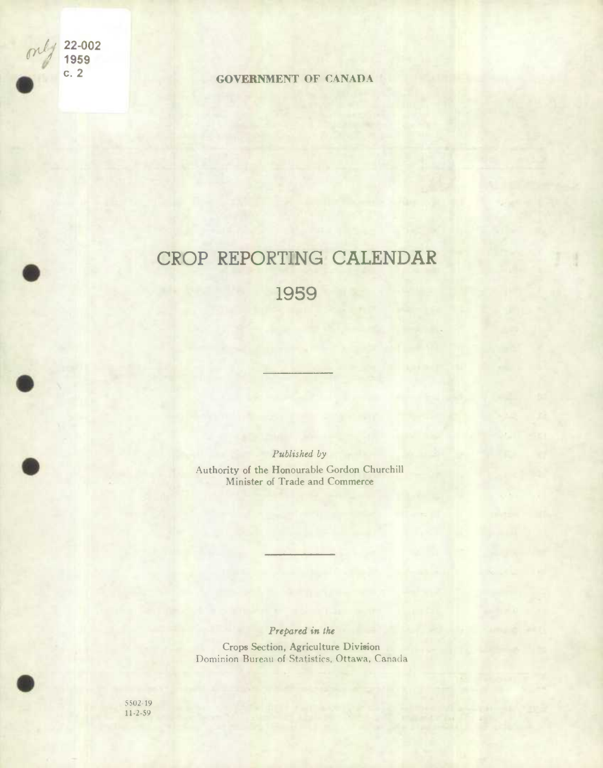22-002
1959
c. 2

GOVERNMENT OF CANADA

# CROP REPORTING CALENDAR

# 1959

*Published by*

Authority of the Honourable Gordon Churchill
Minister of Trade and Commerce

*Prepared in the*

Crops Section, Agriculture Division
Dominion Bureau of Statistics, Ottawa, Canada

5502-19
11-2-59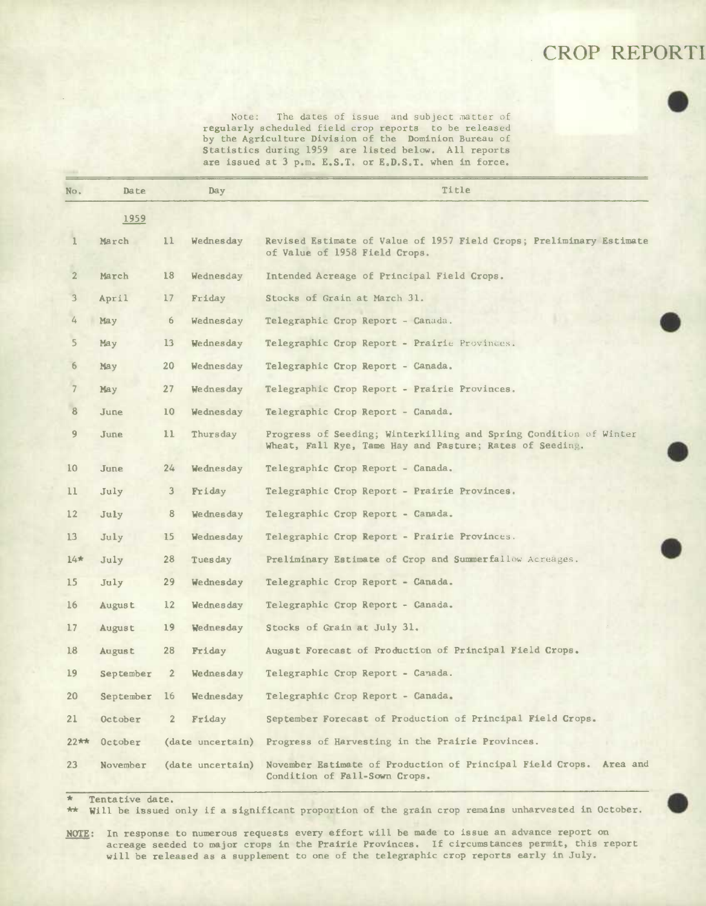# CROP REPORTI

Note: The dates of issue and subject matter of regularly scheduled field crop reports to be released by the Agriculture Division of the Dominion Bureau of Statistics during 1959 are listed below. All reports are issued at 3 p.m. E.S.T. or E.D.S.T. when in force.

| No. | Date | | Day | Title |
|---|---|---|---|---|
| | 1959 | | | |
| 1 | March | 11 | Wednesday | Revised Estimate of Value of 1957 Field Crops; Preliminary Estimate of Value of 1958 Field Crops. |
| 2 | March | 18 | Wednesday | Intended Acreage of Principal Field Crops. |
| 3 | April | 17 | Friday | Stocks of Grain at March 31. |
| 4 | May | 6 | Wednesday | Telegraphic Crop Report - Canada. |
| 5 | May | 13 | Wednesday | Telegraphic Crop Report - Prairie Provinces. |
| 6 | May | 20 | Wednesday | Telegraphic Crop Report - Canada. |
| 7 | May | 27 | Wednesday | Telegraphic Crop Report - Prairie Provinces. |
| 8 | June | 10 | Wednesday | Telegraphic Crop Report - Canada. |
| 9 | June | 11 | Thursday | Progress of Seeding; Winterkilling and Spring Condition of Winter Wheat, Fall Rye, Tame Hay and Pasture; Rates of Seeding. |
| 10 | June | 24 | Wednesday | Telegraphic Crop Report - Canada. |
| 11 | July | 3 | Friday | Telegraphic Crop Report - Prairie Provinces. |
| 12 | July | 8 | Wednesday | Telegraphic Crop Report - Canada. |
| 13 | July | 15 | Wednesday | Telegraphic Crop Report - Prairie Provinces. |
| 14* | July | 28 | Tuesday | Preliminary Estimate of Crop and Summerfallow Acreages. |
| 15 | July | 29 | Wednesday | Telegraphic Crop Report - Canada. |
| 16 | August | 12 | Wednesday | Telegraphic Crop Report - Canada. |
| 17 | August | 19 | Wednesday | Stocks of Grain at July 31. |
| 18 | August | 28 | Friday | August Forecast of Production of Principal Field Crops. |
| 19 | September | 2 | Wednesday | Telegraphic Crop Report - Canada. |
| 20 | September | 16 | Wednesday | Telegraphic Crop Report - Canada. |
| 21 | October | 2 | Friday | September Forecast of Production of Principal Field Crops. |
| 22** | October | (date uncertain) | | Progress of Harvesting in the Prairie Provinces. |
| 23 | November | (date uncertain) | | November Estimate of Production of Principal Field Crops. Area and Condition of Fall-Sown Crops. |

\* Tentative date.

** Will be issued only if a significant proportion of the grain crop remains unharvested in October.

NOTE: In response to numerous requests every effort will be made to issue an advance report on acreage seeded to major crops in the Prairie Provinces. If circumstances permit, this report will be released as a supplement to one of the telegraphic crop reports early in July.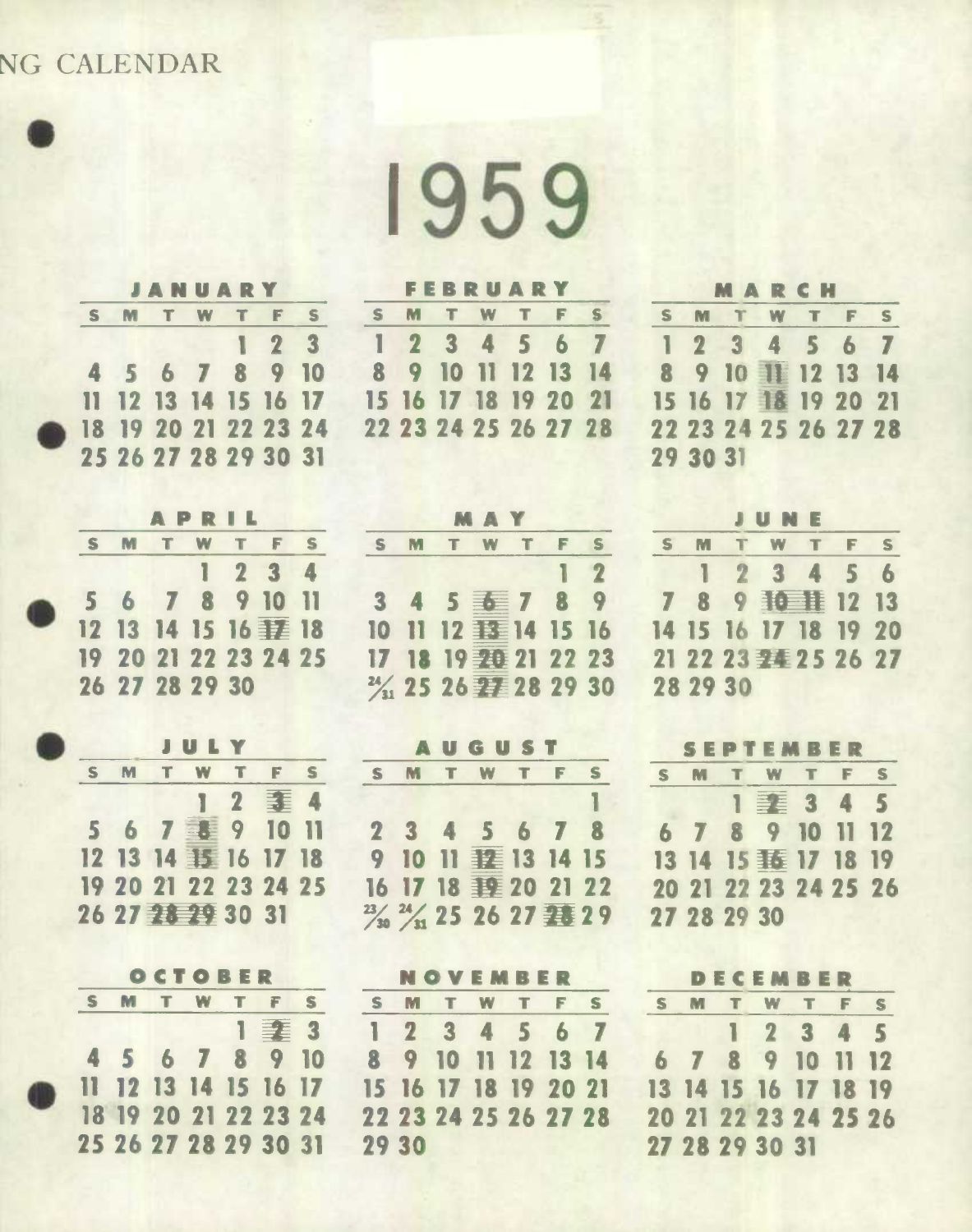NG CALENDAR

# 1959

**JANUARY**

| S | M | T | W | T | F | S |
|---|---|---|---|---|---|---|
| | | | | 1 | 2 | 3 |
| 4 | 5 | 6 | 7 | 8 | 9 | 10 |
| 11 | 12 | 13 | 14 | 15 | 16 | 17 |
| 18 | 19 | 20 | 21 | 22 | 23 | 24 |
| 25 | 26 | 27 | 28 | 29 | 30 | 31 |

**FEBRUARY**

| S | M | T | W | T | F | S |
|---|---|---|---|---|---|---|
| 1 | 2 | 3 | 4 | 5 | 6 | 7 |
| 8 | 9 | 10 | 11 | 12 | 13 | 14 |
| 15 | 16 | 17 | 18 | 19 | 20 | 21 |
| 22 | 23 | 24 | 25 | 26 | 27 | 28 |

**MARCH**

| S | M | T | W | T | F | S |
|---|---|---|---|---|---|---|
| 1 | 2 | 3 | 4 | 5 | 6 | 7 |
| 8 | 9 | 10 | 11 | 12 | 13 | 14 |
| 15 | 16 | 17 | 18 | 19 | 20 | 21 |
| 22 | 23 | 24 | 25 | 26 | 27 | 28 |
| 29 | 30 | 31 | | | | |

**APRIL**

| S | M | T | W | T | F | S |
|---|---|---|---|---|---|---|
| | | | 1 | 2 | 3 | 4 |
| 5 | 6 | 7 | 8 | 9 | 10 | 11 |
| 12 | 13 | 14 | 15 | 16 | 17 | 18 |
| 19 | 20 | 21 | 22 | 23 | 24 | 25 |
| 26 | 27 | 28 | 29 | 30 | | |

**MAY**

| S | M | T | W | T | F | S |
|---|---|---|---|---|---|---|
| | | | | | 1 | 2 |
| 3 | 4 | 5 | 6 | 7 | 8 | 9 |
| 10 | 11 | 12 | 13 | 14 | 15 | 16 |
| 17 | 18 | 19 | 20 | 21 | 22 | 23 |
| 24/31 | 25 | 26 | 27 | 28 | 29 | 30 |

**JUNE**

| S | M | T | W | T | F | S |
|---|---|---|---|---|---|---|
| | 1 | 2 | 3 | 4 | 5 | 6 |
| 7 | 8 | 9 | 10 | 11 | 12 | 13 |
| 14 | 15 | 16 | 17 | 18 | 19 | 20 |
| 21 | 22 | 23 | 24 | 25 | 26 | 27 |
| 28 | 29 | 30 | | | | |

**JULY**

| S | M | T | W | T | F | S |
|---|---|---|---|---|---|---|
| | | | 1 | 2 | 3 | 4 |
| 5 | 6 | 7 | 8 | 9 | 10 | 11 |
| 12 | 13 | 14 | 15 | 16 | 17 | 18 |
| 19 | 20 | 21 | 22 | 23 | 24 | 25 |
| 26 | 27 | 28 | 29 | 30 | 31 | |

**AUGUST**

| S | M | T | W | T | F | S |
|---|---|---|---|---|---|---|
| | | | | | | 1 |
| 2 | 3 | 4 | 5 | 6 | 7 | 8 |
| 9 | 10 | 11 | 12 | 13 | 14 | 15 |
| 16 | 17 | 18 | 19 | 20 | 21 | 22 |
| 23/30 | 24/31 | 25 | 26 | 27 | 28 | 29 |

**SEPTEMBER**

| S | M | T | W | T | F | S |
|---|---|---|---|---|---|---|
| | | 1 | 2 | 3 | 4 | 5 |
| 6 | 7 | 8 | 9 | 10 | 11 | 12 |
| 13 | 14 | 15 | 16 | 17 | 18 | 19 |
| 20 | 21 | 22 | 23 | 24 | 25 | 26 |
| 27 | 28 | 29 | 30 | | | |

**OCTOBER**

| S | M | T | W | T | F | S |
|---|---|---|---|---|---|---|
| | | | | 1 | 2 | 3 |
| 4 | 5 | 6 | 7 | 8 | 9 | 10 |
| 11 | 12 | 13 | 14 | 15 | 16 | 17 |
| 18 | 19 | 20 | 21 | 22 | 23 | 24 |
| 25 | 26 | 27 | 28 | 29 | 30 | 31 |

**NOVEMBER**

| S | M | T | W | T | F | S |
|---|---|---|---|---|---|---|
| 1 | 2 | 3 | 4 | 5 | 6 | 7 |
| 8 | 9 | 10 | 11 | 12 | 13 | 14 |
| 15 | 16 | 17 | 18 | 19 | 20 | 21 |
| 22 | 23 | 24 | 25 | 26 | 27 | 28 |
| 29 | 30 | | | | | |

**DECEMBER**

| S | M | T | W | T | F | S |
|---|---|---|---|---|---|---|
| | | 1 | 2 | 3 | 4 | 5 |
| 6 | 7 | 8 | 9 | 10 | 11 | 12 |
| 13 | 14 | 15 | 16 | 17 | 18 | 19 |
| 20 | 21 | 22 | 23 | 24 | 25 | 26 |
| 27 | 28 | 29 | 30 | 31 | | |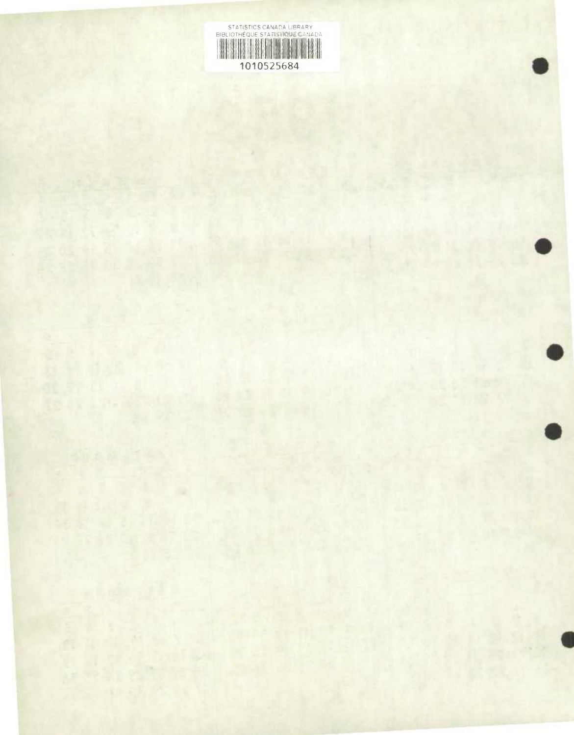STATISTICS CANADA LIBRARY
BIBLIOTHÈQUE STATISTIQUE CANADA

1010525684